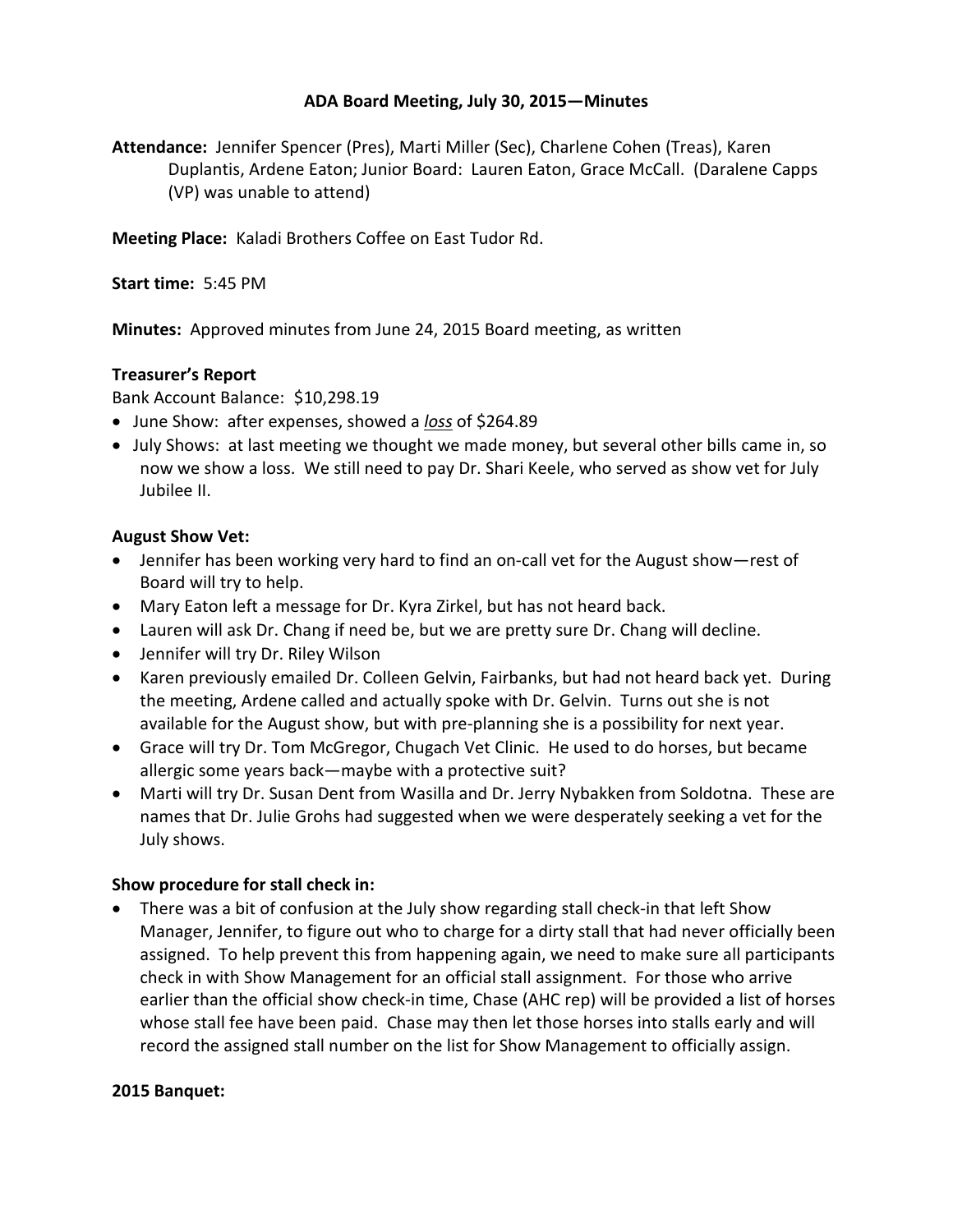# ADA Board Meeting, July 30, 2015—Minutes

**Attendance:** Jennifer Spencer (Pres), Marti Miller (Sec), Charlene Cohen (Treas), Karen Duplantis, Ardene Eaton; Junior Board: Lauren Eaton, Grace McCall. (Daralene Capps (VP) was unable to attend)

**Meeting Place:** Kaladi Brothers Coffee on East Tudor Rd.

**Start time:** 5:45 PM

**Minutes:** Approved minutes from June 24, 2015 Board meeting, as written

### Treasurer's Report

Bank Account Balance: $10,298.19

- June Show: after expenses, showed a ***loss*** of $264.89
- July Shows: at last meeting we thought we made money, but several other bills came in, so now we show a loss. We still need to pay Dr. Shari Keele, who served as show vet for July Jubilee II.

### August Show Vet:

- Jennifer has been working very hard to find an on-call vet for the August show—rest of Board will try to help.
- Mary Eaton left a message for Dr. Kyra Zirkel, but has not heard back.
- Lauren will ask Dr. Chang if need be, but we are pretty sure Dr. Chang will decline.
- Jennifer will try Dr. Riley Wilson
- Karen previously emailed Dr. Colleen Gelvin, Fairbanks, but had not heard back yet. During the meeting, Ardene called and actually spoke with Dr. Gelvin. Turns out she is not available for the August show, but with pre-planning she is a possibility for next year.
- Grace will try Dr. Tom McGregor, Chugach Vet Clinic. He used to do horses, but became allergic some years back—maybe with a protective suit?
- Marti will try Dr. Susan Dent from Wasilla and Dr. Jerry Nybakken from Soldotna. These are names that Dr. Julie Grohs had suggested when we were desperately seeking a vet for the July shows.

### Show procedure for stall check in:

- There was a bit of confusion at the July show regarding stall check-in that left Show Manager, Jennifer, to figure out who to charge for a dirty stall that had never officially been assigned. To help prevent this from happening again, we need to make sure all participants check in with Show Management for an official stall assignment. For those who arrive earlier than the official show check-in time, Chase (AHC rep) will be provided a list of horses whose stall fee have been paid. Chase may then let those horses into stalls early and will record the assigned stall number on the list for Show Management to officially assign.

### 2015 Banquet: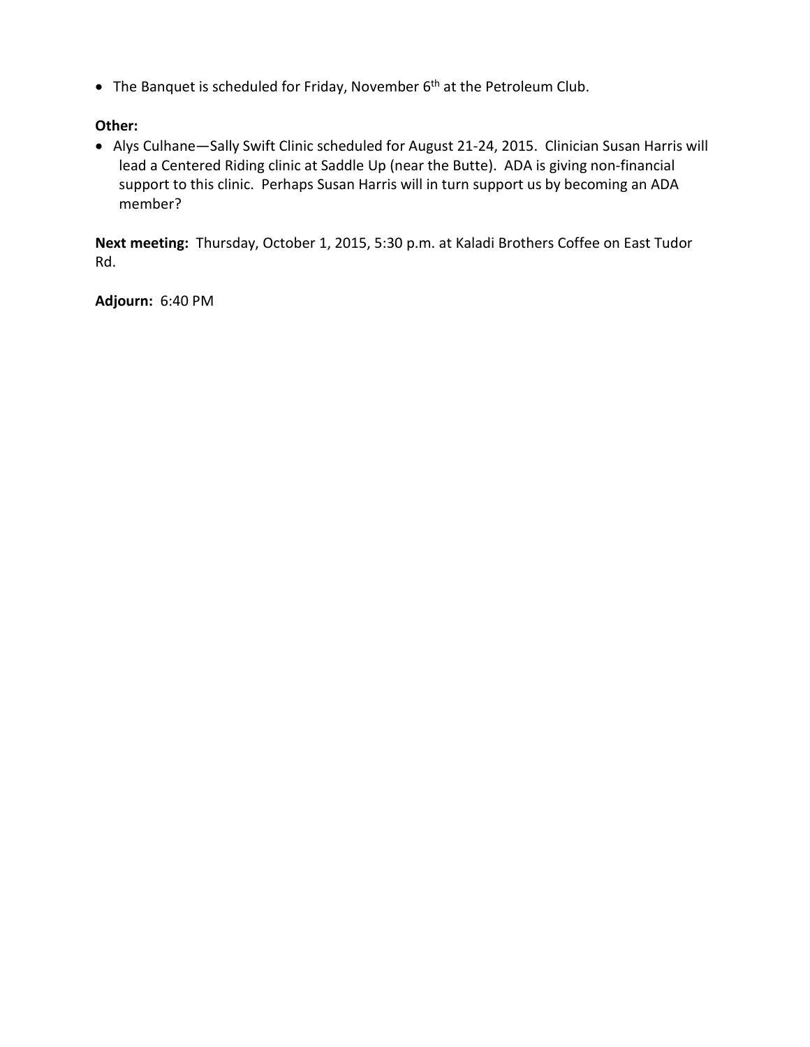- The Banquet is scheduled for Friday, November 6th at the Petroleum Club.

**Other:**

- Alys Culhane—Sally Swift Clinic scheduled for August 21-24, 2015. Clinician Susan Harris will lead a Centered Riding clinic at Saddle Up (near the Butte). ADA is giving non-financial support to this clinic. Perhaps Susan Harris will in turn support us by becoming an ADA member?

**Next meeting:** Thursday, October 1, 2015, 5:30 p.m. at Kaladi Brothers Coffee on East Tudor Rd.

**Adjourn:** 6:40 PM